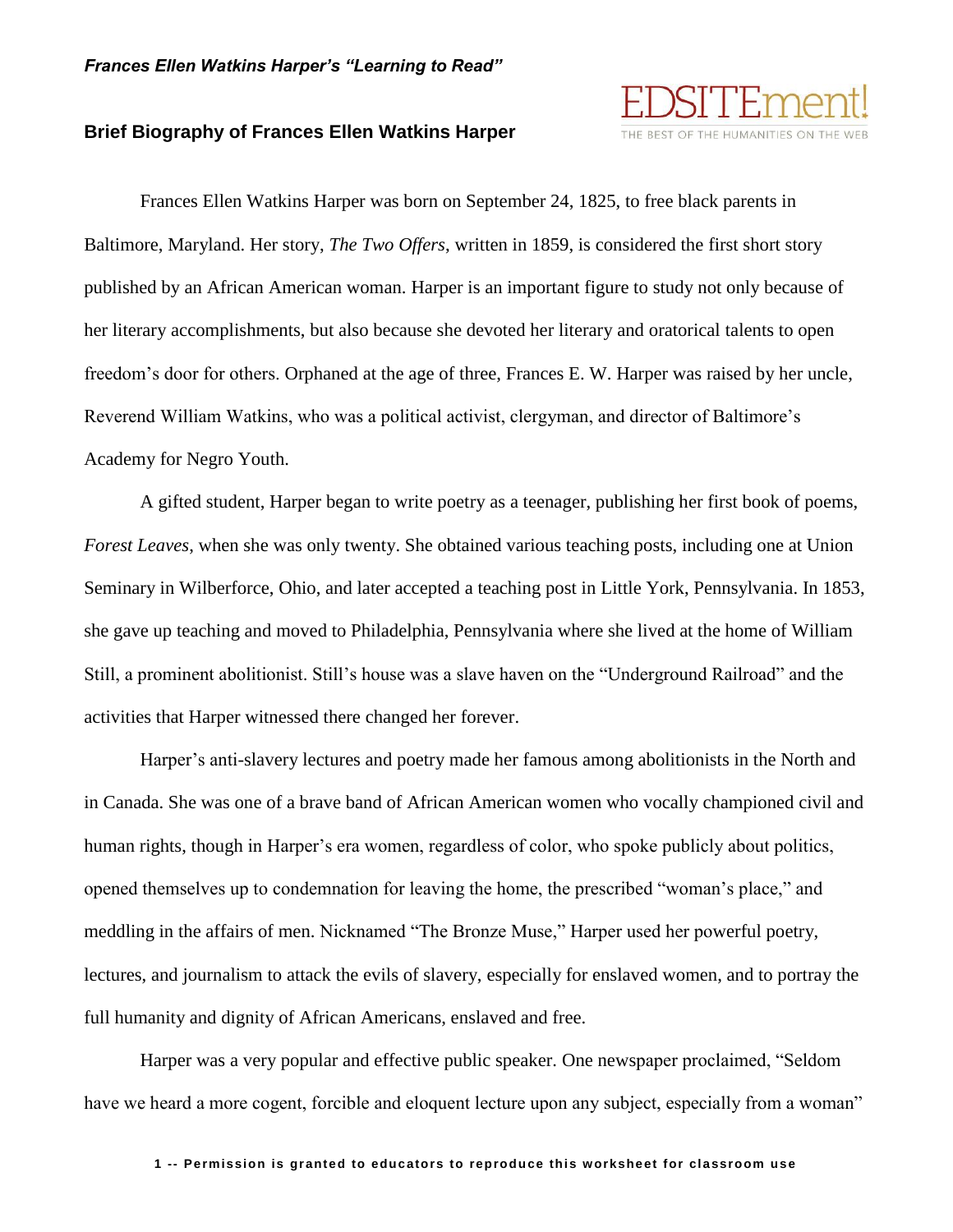*Frances Ellen Watkins Harper's "Learning to Read"*

## Brief Biography of Frances Ellen Watkins Harper

Frances Ellen Watkins Harper was born on September 24, 1825, to free black parents in Baltimore, Maryland. Her story, *The Two Offers*, written in 1859, is considered the first short story published by an African American woman. Harper is an important figure to study not only because of her literary accomplishments, but also because she devoted her literary and oratorical talents to open freedom's door for others. Orphaned at the age of three, Frances E. W. Harper was raised by her uncle, Reverend William Watkins, who was a political activist, clergyman, and director of Baltimore's Academy for Negro Youth.

A gifted student, Harper began to write poetry as a teenager, publishing her first book of poems, *Forest Leaves*, when she was only twenty. She obtained various teaching posts, including one at Union Seminary in Wilberforce, Ohio, and later accepted a teaching post in Little York, Pennsylvania. In 1853, she gave up teaching and moved to Philadelphia, Pennsylvania where she lived at the home of William Still, a prominent abolitionist. Still's house was a slave haven on the "Underground Railroad" and the activities that Harper witnessed there changed her forever.

Harper's anti-slavery lectures and poetry made her famous among abolitionists in the North and in Canada. She was one of a brave band of African American women who vocally championed civil and human rights, though in Harper's era women, regardless of color, who spoke publicly about politics, opened themselves up to condemnation for leaving the home, the prescribed "woman's place," and meddling in the affairs of men. Nicknamed "The Bronze Muse," Harper used her powerful poetry, lectures, and journalism to attack the evils of slavery, especially for enslaved women, and to portray the full humanity and dignity of African Americans, enslaved and free.

Harper was a very popular and effective public speaker. One newspaper proclaimed, "Seldom have we heard a more cogent, forcible and eloquent lecture upon any subject, especially from a woman"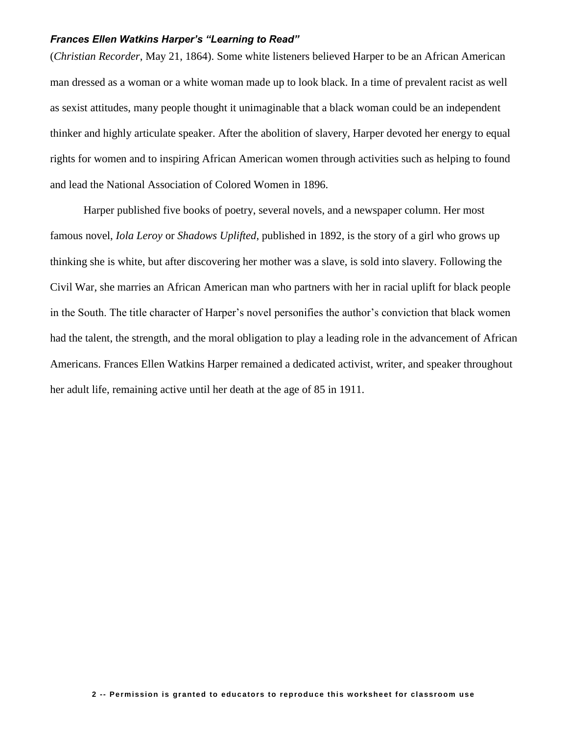(*Christian Recorder*, May 21, 1864). Some white listeners believed Harper to be an African American man dressed as a woman or a white woman made up to look black. In a time of prevalent racist as well as sexist attitudes, many people thought it unimaginable that a black woman could be an independent thinker and highly articulate speaker. After the abolition of slavery, Harper devoted her energy to equal rights for women and to inspiring African American women through activities such as helping to found and lead the National Association of Colored Women in 1896.

Harper published five books of poetry, several novels, and a newspaper column. Her most famous novel, *Iola Leroy* or *Shadows Uplifted*, published in 1892, is the story of a girl who grows up thinking she is white, but after discovering her mother was a slave, is sold into slavery. Following the Civil War, she marries an African American man who partners with her in racial uplift for black people in the South. The title character of Harper's novel personifies the author's conviction that black women had the talent, the strength, and the moral obligation to play a leading role in the advancement of African Americans. Frances Ellen Watkins Harper remained a dedicated activist, writer, and speaker throughout her adult life, remaining active until her death at the age of 85 in 1911.